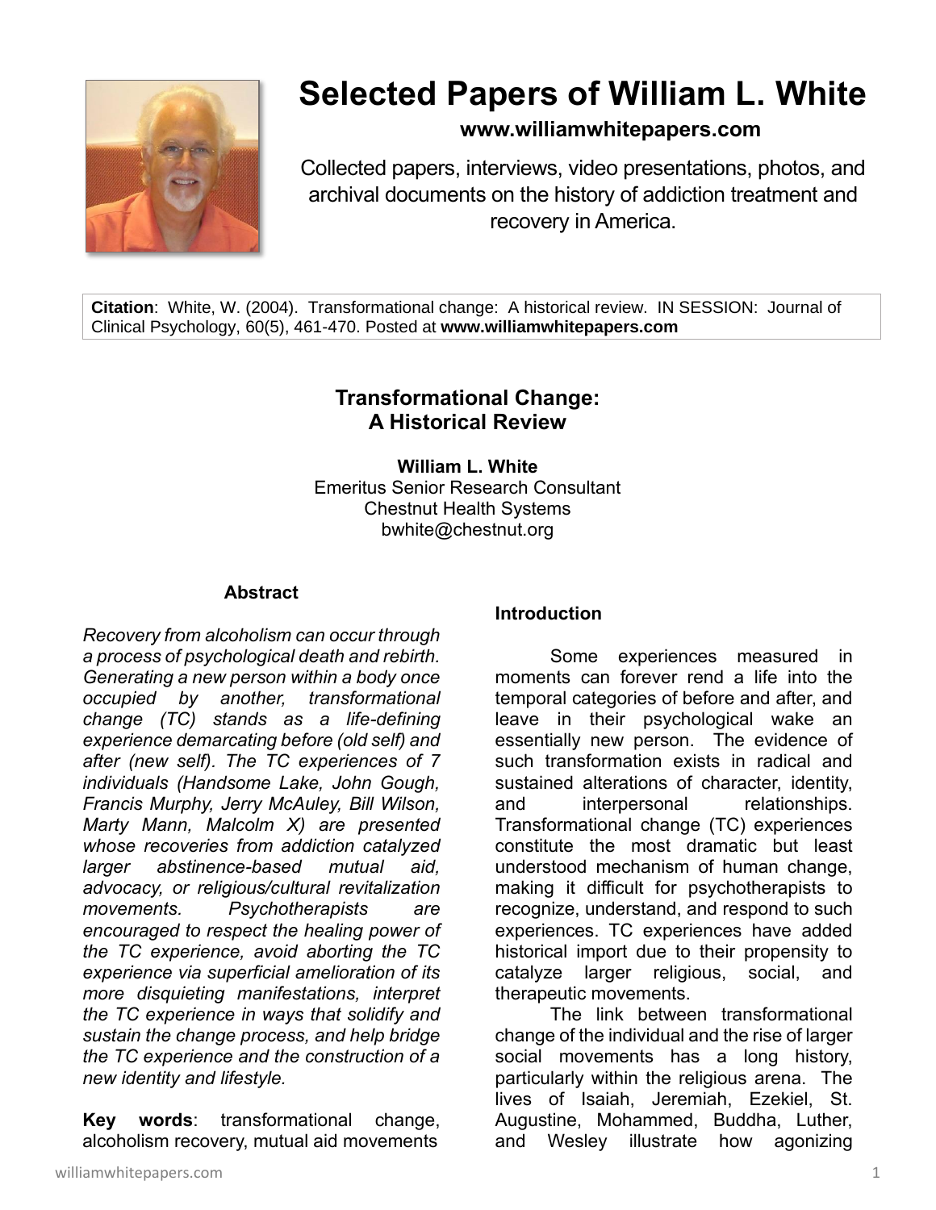# Selected Papers of William L. White

**www.williamwhitepapers.com**

Collected papers, interviews, video presentations, photos, and archival documents on the history of addiction treatment and recovery in America.

**Citation**: White, W. (2004). Transformational change: A historical review. IN SESSION: Journal of Clinical Psychology, 60(5), 461-470. Posted at **www.williamwhitepapers.com**

## Transformational Change: A Historical Review

**William L. White**
Emeritus Senior Research Consultant
Chestnut Health Systems
bwhite@chestnut.org

### Abstract

*Recovery from alcoholism can occur through a process of psychological death and rebirth. Generating a new person within a body once occupied by another, transformational change (TC) stands as a life-defining experience demarcating before (old self) and after (new self). The TC experiences of 7 individuals (Handsome Lake, John Gough, Francis Murphy, Jerry McAuley, Bill Wilson, Marty Mann, Malcolm X) are presented whose recoveries from addiction catalyzed larger abstinence-based mutual aid, advocacy, or religious/cultural revitalization movements. Psychotherapists are encouraged to respect the healing power of the TC experience, avoid aborting the TC experience via superficial amelioration of its more disquieting manifestations, interpret the TC experience in ways that solidify and sustain the change process, and help bridge the TC experience and the construction of a new identity and lifestyle.*

**Key words**: transformational change, alcoholism recovery, mutual aid movements

### Introduction

Some experiences measured in moments can forever rend a life into the temporal categories of before and after, and leave in their psychological wake an essentially new person. The evidence of such transformation exists in radical and sustained alterations of character, identity, and interpersonal relationships. Transformational change (TC) experiences constitute the most dramatic but least understood mechanism of human change, making it difficult for psychotherapists to recognize, understand, and respond to such experiences. TC experiences have added historical import due to their propensity to catalyze larger religious, social, and therapeutic movements.

The link between transformational change of the individual and the rise of larger social movements has a long history, particularly within the religious arena. The lives of Isaiah, Jeremiah, Ezekiel, St. Augustine, Mohammed, Buddha, Luther, and Wesley illustrate how agonizing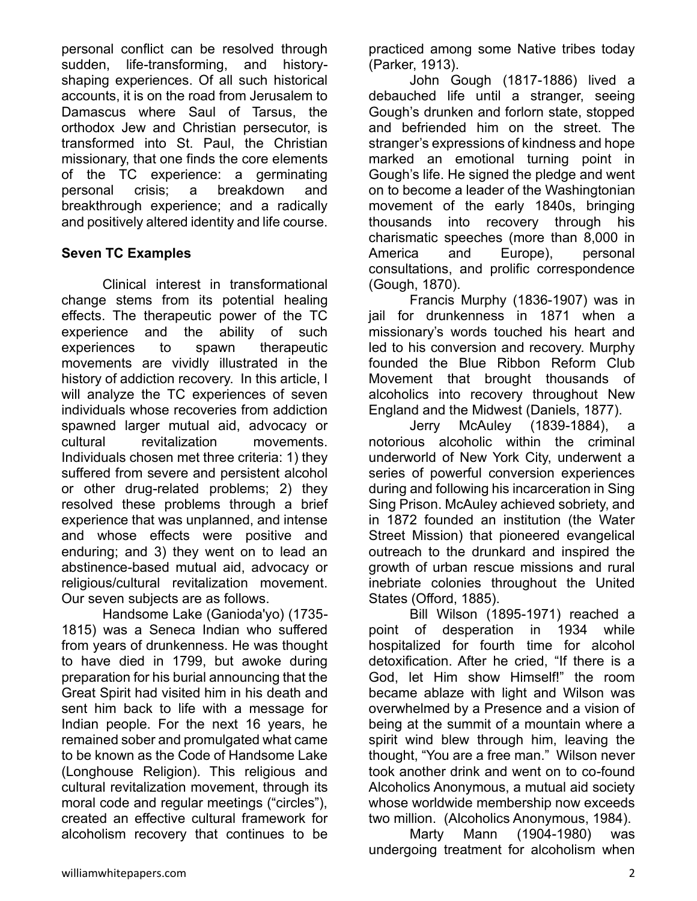personal conflict can be resolved through sudden, life-transforming, and history-shaping experiences. Of all such historical accounts, it is on the road from Jerusalem to Damascus where Saul of Tarsus, the orthodox Jew and Christian persecutor, is transformed into St. Paul, the Christian missionary, that one finds the core elements of the TC experience: a germinating personal crisis; a breakdown and breakthrough experience; and a radically and positively altered identity and life course.

**Seven TC Examples**

Clinical interest in transformational change stems from its potential healing effects. The therapeutic power of the TC experience and the ability of such experiences to spawn therapeutic movements are vividly illustrated in the history of addiction recovery. In this article, I will analyze the TC experiences of seven individuals whose recoveries from addiction spawned larger mutual aid, advocacy or cultural revitalization movements. Individuals chosen met three criteria: 1) they suffered from severe and persistent alcohol or other drug-related problems; 2) they resolved these problems through a brief experience that was unplanned, and intense and whose effects were positive and enduring; and 3) they went on to lead an abstinence-based mutual aid, advocacy or religious/cultural revitalization movement. Our seven subjects are as follows.

Handsome Lake (Ganioda'yo) (1735-1815) was a Seneca Indian who suffered from years of drunkenness. He was thought to have died in 1799, but awoke during preparation for his burial announcing that the Great Spirit had visited him in his death and sent him back to life with a message for Indian people. For the next 16 years, he remained sober and promulgated what came to be known as the Code of Handsome Lake (Longhouse Religion). This religious and cultural revitalization movement, through its moral code and regular meetings ("circles"), created an effective cultural framework for alcoholism recovery that continues to be practiced among some Native tribes today (Parker, 1913).

John Gough (1817-1886) lived a debauched life until a stranger, seeing Gough's drunken and forlorn state, stopped and befriended him on the street. The stranger's expressions of kindness and hope marked an emotional turning point in Gough's life. He signed the pledge and went on to become a leader of the Washingtonian movement of the early 1840s, bringing thousands into recovery through his charismatic speeches (more than 8,000 in America and Europe), personal consultations, and prolific correspondence (Gough, 1870).

Francis Murphy (1836-1907) was in jail for drunkenness in 1871 when a missionary's words touched his heart and led to his conversion and recovery. Murphy founded the Blue Ribbon Reform Club Movement that brought thousands of alcoholics into recovery throughout New England and the Midwest (Daniels, 1877).

Jerry McAuley (1839-1884), a notorious alcoholic within the criminal underworld of New York City, underwent a series of powerful conversion experiences during and following his incarceration in Sing Sing Prison. McAuley achieved sobriety, and in 1872 founded an institution (the Water Street Mission) that pioneered evangelical outreach to the drunkard and inspired the growth of urban rescue missions and rural inebriate colonies throughout the United States (Offord, 1885).

Bill Wilson (1895-1971) reached a point of desperation in 1934 while hospitalized for fourth time for alcohol detoxification. After he cried, "If there is a God, let Him show Himself!" the room became ablaze with light and Wilson was overwhelmed by a Presence and a vision of being at the summit of a mountain where a spirit wind blew through him, leaving the thought, "You are a free man." Wilson never took another drink and went on to co-found Alcoholics Anonymous, a mutual aid society whose worldwide membership now exceeds two million. (Alcoholics Anonymous, 1984).

Marty Mann (1904-1980) was undergoing treatment for alcoholism when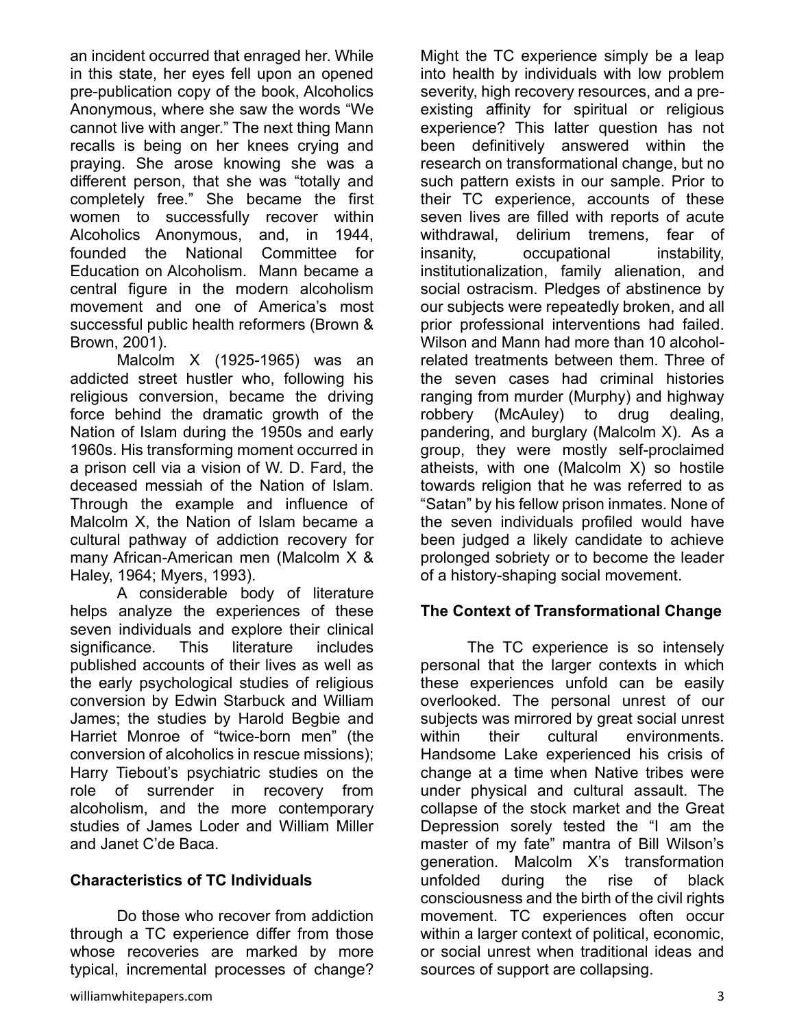an incident occurred that enraged her. While in this state, her eyes fell upon an opened pre-publication copy of the book, Alcoholics Anonymous, where she saw the words "We cannot live with anger." The next thing Mann recalls is being on her knees crying and praying. She arose knowing she was a different person, that she was "totally and completely free." She became the first women to successfully recover within Alcoholics Anonymous, and, in 1944, founded the National Committee for Education on Alcoholism. Mann became a central figure in the modern alcoholism movement and one of America's most successful public health reformers (Brown & Brown, 2001).

Malcolm X (1925-1965) was an addicted street hustler who, following his religious conversion, became the driving force behind the dramatic growth of the Nation of Islam during the 1950s and early 1960s. His transforming moment occurred in a prison cell via a vision of W. D. Fard, the deceased messiah of the Nation of Islam. Through the example and influence of Malcolm X, the Nation of Islam became a cultural pathway of addiction recovery for many African-American men (Malcolm X & Haley, 1964; Myers, 1993).

A considerable body of literature helps analyze the experiences of these seven individuals and explore their clinical significance. This literature includes published accounts of their lives as well as the early psychological studies of religious conversion by Edwin Starbuck and William James; the studies by Harold Begbie and Harriet Monroe of "twice-born men" (the conversion of alcoholics in rescue missions); Harry Tiebout's psychiatric studies on the role of surrender in recovery from alcoholism, and the more contemporary studies of James Loder and William Miller and Janet C'de Baca.

**Characteristics of TC Individuals**

Do those who recover from addiction through a TC experience differ from those whose recoveries are marked by more typical, incremental processes of change? Might the TC experience simply be a leap into health by individuals with low problem severity, high recovery resources, and a pre-existing affinity for spiritual or religious experience? This latter question has not been definitively answered within the research on transformational change, but no such pattern exists in our sample. Prior to their TC experience, accounts of these seven lives are filled with reports of acute withdrawal, delirium tremens, fear of insanity, occupational instability, institutionalization, family alienation, and social ostracism. Pledges of abstinence by our subjects were repeatedly broken, and all prior professional interventions had failed. Wilson and Mann had more than 10 alcohol-related treatments between them. Three of the seven cases had criminal histories ranging from murder (Murphy) and highway robbery (McAuley) to drug dealing, pandering, and burglary (Malcolm X). As a group, they were mostly self-proclaimed atheists, with one (Malcolm X) so hostile towards religion that he was referred to as "Satan" by his fellow prison inmates. None of the seven individuals profiled would have been judged a likely candidate to achieve prolonged sobriety or to become the leader of a history-shaping social movement.

**The Context of Transformational Change**

The TC experience is so intensely personal that the larger contexts in which these experiences unfold can be easily overlooked. The personal unrest of our subjects was mirrored by great social unrest within their cultural environments. Handsome Lake experienced his crisis of change at a time when Native tribes were under physical and cultural assault. The collapse of the stock market and the Great Depression sorely tested the "I am the master of my fate" mantra of Bill Wilson's generation. Malcolm X's transformation unfolded during the rise of black consciousness and the birth of the civil rights movement. TC experiences often occur within a larger context of political, economic, or social unrest when traditional ideas and sources of support are collapsing.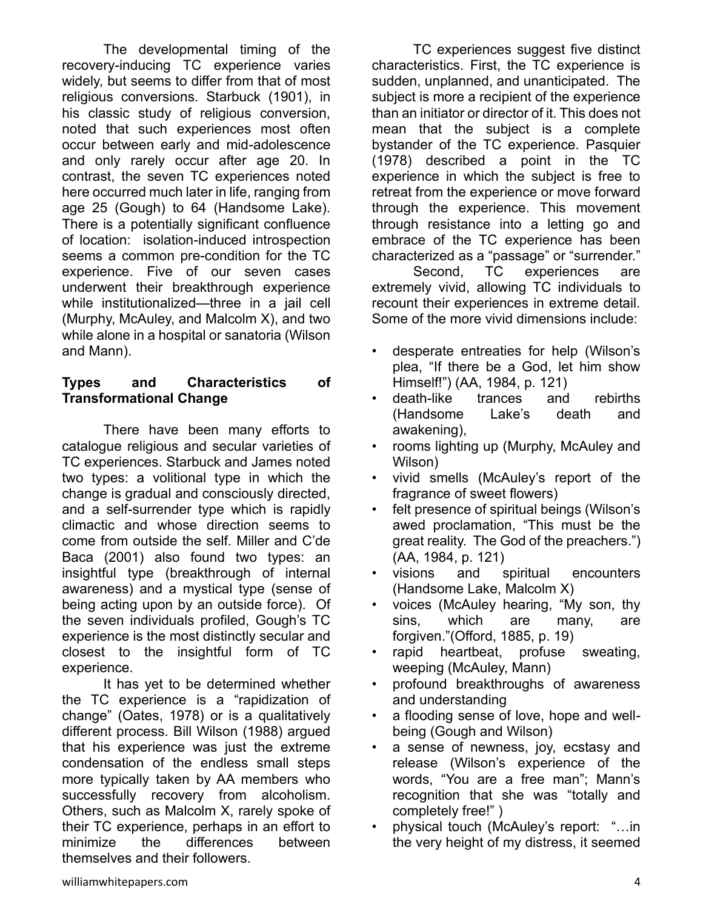The developmental timing of the recovery-inducing TC experience varies widely, but seems to differ from that of most religious conversions. Starbuck (1901), in his classic study of religious conversion, noted that such experiences most often occur between early and mid-adolescence and only rarely occur after age 20. In contrast, the seven TC experiences noted here occurred much later in life, ranging from age 25 (Gough) to 64 (Handsome Lake). There is a potentially significant confluence of location: isolation-induced introspection seems a common pre-condition for the TC experience. Five of our seven cases underwent their breakthrough experience while institutionalized—three in a jail cell (Murphy, McAuley, and Malcolm X), and two while alone in a hospital or sanatoria (Wilson and Mann).

### Types and Characteristics of Transformational Change

There have been many efforts to catalogue religious and secular varieties of TC experiences. Starbuck and James noted two types: a volitional type in which the change is gradual and consciously directed, and a self-surrender type which is rapidly climactic and whose direction seems to come from outside the self. Miller and C'de Baca (2001) also found two types: an insightful type (breakthrough of internal awareness) and a mystical type (sense of being acting upon by an outside force). Of the seven individuals profiled, Gough's TC experience is the most distinctly secular and closest to the insightful form of TC experience.

It has yet to be determined whether the TC experience is a "rapidization of change" (Oates, 1978) or is a qualitatively different process. Bill Wilson (1988) argued that his experience was just the extreme condensation of the endless small steps more typically taken by AA members who successfully recovery from alcoholism. Others, such as Malcolm X, rarely spoke of their TC experience, perhaps in an effort to minimize the differences between themselves and their followers.

TC experiences suggest five distinct characteristics. First, the TC experience is sudden, unplanned, and unanticipated. The subject is more a recipient of the experience than an initiator or director of it. This does not mean that the subject is a complete bystander of the TC experience. Pasquier (1978) described a point in the TC experience in which the subject is free to retreat from the experience or move forward through the experience. This movement through resistance into a letting go and embrace of the TC experience has been characterized as a "passage" or "surrender."

Second, TC experiences are extremely vivid, allowing TC individuals to recount their experiences in extreme detail. Some of the more vivid dimensions include:

- desperate entreaties for help (Wilson's plea, "If there be a God, let him show Himself!") (AA, 1984, p. 121)
- death-like trances and rebirths (Handsome Lake's death and awakening),
- rooms lighting up (Murphy, McAuley and Wilson)
- vivid smells (McAuley's report of the fragrance of sweet flowers)
- felt presence of spiritual beings (Wilson's awed proclamation, "This must be the great reality. The God of the preachers.") (AA, 1984, p. 121)
- visions and spiritual encounters (Handsome Lake, Malcolm X)
- voices (McAuley hearing, "My son, thy sins, which are many, are forgiven."(Offord, 1885, p. 19)
- rapid heartbeat, profuse sweating, weeping (McAuley, Mann)
- profound breakthroughs of awareness and understanding
- a flooding sense of love, hope and well-being (Gough and Wilson)
- a sense of newness, joy, ecstasy and release (Wilson's experience of the words, "You are a free man"; Mann's recognition that she was "totally and completely free!" )
- physical touch (McAuley's report: "…in the very height of my distress, it seemed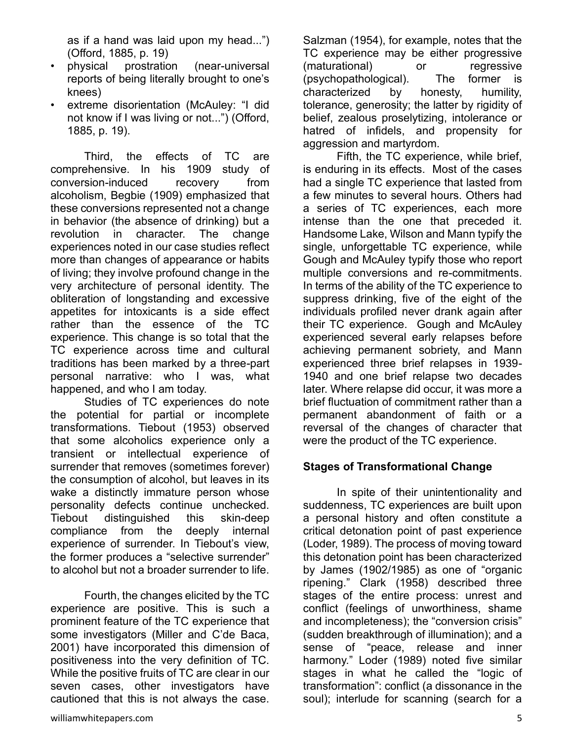as if a hand was laid upon my head...") (Offord, 1885, p. 19)

- physical prostration (near-universal reports of being literally brought to one's knees)
- extreme disorientation (McAuley: "I did not know if I was living or not...") (Offord, 1885, p. 19).

Third, the effects of TC are comprehensive. In his 1909 study of conversion-induced recovery from alcoholism, Begbie (1909) emphasized that these conversions represented not a change in behavior (the absence of drinking) but a revolution in character. The change experiences noted in our case studies reflect more than changes of appearance or habits of living; they involve profound change in the very architecture of personal identity. The obliteration of longstanding and excessive appetites for intoxicants is a side effect rather than the essence of the TC experience. This change is so total that the TC experience across time and cultural traditions has been marked by a three-part personal narrative: who I was, what happened, and who I am today.

Studies of TC experiences do note the potential for partial or incomplete transformations. Tiebout (1953) observed that some alcoholics experience only a transient or intellectual experience of surrender that removes (sometimes forever) the consumption of alcohol, but leaves in its wake a distinctly immature person whose personality defects continue unchecked. Tiebout distinguished this skin-deep compliance from the deeply internal experience of surrender. In Tiebout's view, the former produces a "selective surrender" to alcohol but not a broader surrender to life.

Fourth, the changes elicited by the TC experience are positive. This is such a prominent feature of the TC experience that some investigators (Miller and C'de Baca, 2001) have incorporated this dimension of positiveness into the very definition of TC. While the positive fruits of TC are clear in our seven cases, other investigators have cautioned that this is not always the case. Salzman (1954), for example, notes that the TC experience may be either progressive (maturational) or regressive (psychopathological). The former is characterized by honesty, humility, tolerance, generosity; the latter by rigidity of belief, zealous proselytizing, intolerance or hatred of infidels, and propensity for aggression and martyrdom.

Fifth, the TC experience, while brief, is enduring in its effects. Most of the cases had a single TC experience that lasted from a few minutes to several hours. Others had a series of TC experiences, each more intense than the one that preceded it. Handsome Lake, Wilson and Mann typify the single, unforgettable TC experience, while Gough and McAuley typify those who report multiple conversions and re-commitments. In terms of the ability of the TC experience to suppress drinking, five of the eight of the individuals profiled never drank again after their TC experience. Gough and McAuley experienced several early relapses before achieving permanent sobriety, and Mann experienced three brief relapses in 1939-1940 and one brief relapse two decades later. Where relapse did occur, it was more a brief fluctuation of commitment rather than a permanent abandonment of faith or a reversal of the changes of character that were the product of the TC experience.

### Stages of Transformational Change

In spite of their unintentionality and suddenness, TC experiences are built upon a personal history and often constitute a critical detonation point of past experience (Loder, 1989). The process of moving toward this detonation point has been characterized by James (1902/1985) as one of "organic ripening." Clark (1958) described three stages of the entire process: unrest and conflict (feelings of unworthiness, shame and incompleteness); the "conversion crisis" (sudden breakthrough of illumination); and a sense of "peace, release and inner harmony." Loder (1989) noted five similar stages in what he called the "logic of transformation": conflict (a dissonance in the soul); interlude for scanning (search for a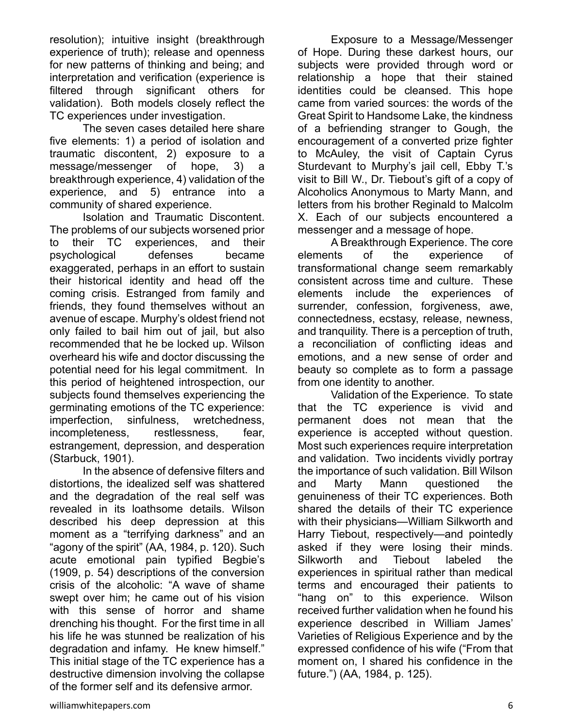resolution); intuitive insight (breakthrough experience of truth); release and openness for new patterns of thinking and being; and interpretation and verification (experience is filtered through significant others for validation). Both models closely reflect the TC experiences under investigation.

The seven cases detailed here share five elements: 1) a period of isolation and traumatic discontent, 2) exposure to a message/messenger of hope, 3) a breakthrough experience, 4) validation of the experience, and 5) entrance into a community of shared experience.

Isolation and Traumatic Discontent. The problems of our subjects worsened prior to their TC experiences, and their psychological defenses became exaggerated, perhaps in an effort to sustain their historical identity and head off the coming crisis. Estranged from family and friends, they found themselves without an avenue of escape. Murphy's oldest friend not only failed to bail him out of jail, but also recommended that he be locked up. Wilson overheard his wife and doctor discussing the potential need for his legal commitment. In this period of heightened introspection, our subjects found themselves experiencing the germinating emotions of the TC experience: imperfection, sinfulness, wretchedness, incompleteness, restlessness, fear, estrangement, depression, and desperation (Starbuck, 1901).

In the absence of defensive filters and distortions, the idealized self was shattered and the degradation of the real self was revealed in its loathsome details. Wilson described his deep depression at this moment as a "terrifying darkness" and an "agony of the spirit" (AA, 1984, p. 120). Such acute emotional pain typified Begbie's (1909, p. 54) descriptions of the conversion crisis of the alcoholic: "A wave of shame swept over him; he came out of his vision with this sense of horror and shame drenching his thought. For the first time in all his life he was stunned be realization of his degradation and infamy. He knew himself." This initial stage of the TC experience has a destructive dimension involving the collapse of the former self and its defensive armor.

Exposure to a Message/Messenger of Hope. During these darkest hours, our subjects were provided through word or relationship a hope that their stained identities could be cleansed. This hope came from varied sources: the words of the Great Spirit to Handsome Lake, the kindness of a befriending stranger to Gough, the encouragement of a converted prize fighter to McAuley, the visit of Captain Cyrus Sturdevant to Murphy's jail cell, Ebby T.'s visit to Bill W., Dr. Tiebout's gift of a copy of Alcoholics Anonymous to Marty Mann, and letters from his brother Reginald to Malcolm X. Each of our subjects encountered a messenger and a message of hope.

A Breakthrough Experience. The core elements of the experience of transformational change seem remarkably consistent across time and culture. These elements include the experiences of surrender, confession, forgiveness, awe, connectedness, ecstasy, release, newness, and tranquility. There is a perception of truth, a reconciliation of conflicting ideas and emotions, and a new sense of order and beauty so complete as to form a passage from one identity to another.

Validation of the Experience. To state that the TC experience is vivid and permanent does not mean that the experience is accepted without question. Most such experiences require interpretation and validation. Two incidents vividly portray the importance of such validation. Bill Wilson and Marty Mann questioned the genuineness of their TC experiences. Both shared the details of their TC experience with their physicians—William Silkworth and Harry Tiebout, respectively—and pointedly asked if they were losing their minds. Silkworth and Tiebout labeled the experiences in spiritual rather than medical terms and encouraged their patients to "hang on" to this experience. Wilson received further validation when he found his experience described in William James' Varieties of Religious Experience and by the expressed confidence of his wife ("From that moment on, I shared his confidence in the future.") (AA, 1984, p. 125).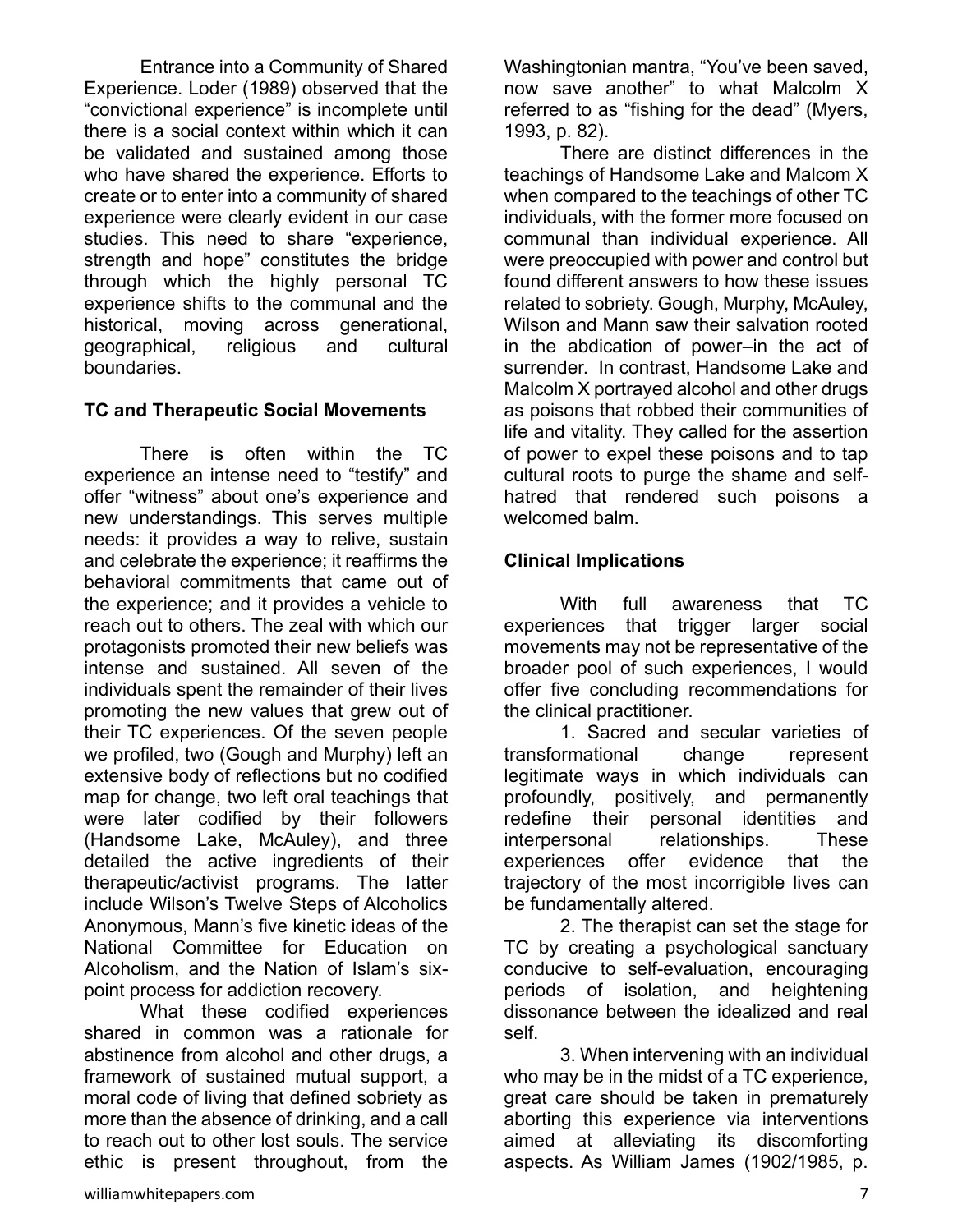Entrance into a Community of Shared Experience. Loder (1989) observed that the "convictional experience" is incomplete until there is a social context within which it can be validated and sustained among those who have shared the experience. Efforts to create or to enter into a community of shared experience were clearly evident in our case studies. This need to share "experience, strength and hope" constitutes the bridge through which the highly personal TC experience shifts to the communal and the historical, moving across generational, geographical, religious and cultural boundaries.

**TC and Therapeutic Social Movements**

There is often within the TC experience an intense need to "testify" and offer "witness" about one's experience and new understandings. This serves multiple needs: it provides a way to relive, sustain and celebrate the experience; it reaffirms the behavioral commitments that came out of the experience; and it provides a vehicle to reach out to others. The zeal with which our protagonists promoted their new beliefs was intense and sustained. All seven of the individuals spent the remainder of their lives promoting the new values that grew out of their TC experiences. Of the seven people we profiled, two (Gough and Murphy) left an extensive body of reflections but no codified map for change, two left oral teachings that were later codified by their followers (Handsome Lake, McAuley), and three detailed the active ingredients of their therapeutic/activist programs. The latter include Wilson's Twelve Steps of Alcoholics Anonymous, Mann's five kinetic ideas of the National Committee for Education on Alcoholism, and the Nation of Islam's six-point process for addiction recovery.

What these codified experiences shared in common was a rationale for abstinence from alcohol and other drugs, a framework of sustained mutual support, a moral code of living that defined sobriety as more than the absence of drinking, and a call to reach out to other lost souls. The service ethic is present throughout, from the Washingtonian mantra, "You've been saved, now save another" to what Malcolm X referred to as "fishing for the dead" (Myers, 1993, p. 82).

There are distinct differences in the teachings of Handsome Lake and Malcom X when compared to the teachings of other TC individuals, with the former more focused on communal than individual experience. All were preoccupied with power and control but found different answers to how these issues related to sobriety. Gough, Murphy, McAuley, Wilson and Mann saw their salvation rooted in the abdication of power–in the act of surrender. In contrast, Handsome Lake and Malcolm X portrayed alcohol and other drugs as poisons that robbed their communities of life and vitality. They called for the assertion of power to expel these poisons and to tap cultural roots to purge the shame and self-hatred that rendered such poisons a welcomed balm.

**Clinical Implications**

With full awareness that TC experiences that trigger larger social movements may not be representative of the broader pool of such experiences, I would offer five concluding recommendations for the clinical practitioner.

1. Sacred and secular varieties of transformational change represent legitimate ways in which individuals can profoundly, positively, and permanently redefine their personal identities and interpersonal relationships. These experiences offer evidence that the trajectory of the most incorrigible lives can be fundamentally altered.

2. The therapist can set the stage for TC by creating a psychological sanctuary conducive to self-evaluation, encouraging periods of isolation, and heightening dissonance between the idealized and real self.

3. When intervening with an individual who may be in the midst of a TC experience, great care should be taken in prematurely aborting this experience via interventions aimed at alleviating its discomforting aspects. As William James (1902/1985, p.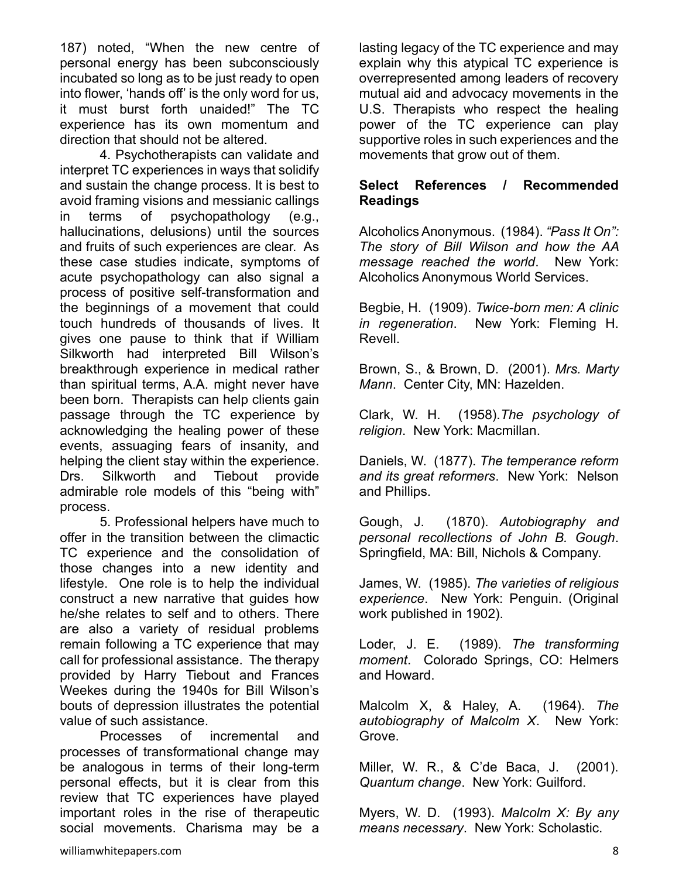187) noted, "When the new centre of personal energy has been subconsciously incubated so long as to be just ready to open into flower, 'hands off' is the only word for us, it must burst forth unaided!" The TC experience has its own momentum and direction that should not be altered.

4. Psychotherapists can validate and interpret TC experiences in ways that solidify and sustain the change process. It is best to avoid framing visions and messianic callings in terms of psychopathology (e.g., hallucinations, delusions) until the sources and fruits of such experiences are clear. As these case studies indicate, symptoms of acute psychopathology can also signal a process of positive self-transformation and the beginnings of a movement that could touch hundreds of thousands of lives. It gives one pause to think that if William Silkworth had interpreted Bill Wilson's breakthrough experience in medical rather than spiritual terms, A.A. might never have been born. Therapists can help clients gain passage through the TC experience by acknowledging the healing power of these events, assuaging fears of insanity, and helping the client stay within the experience. Drs. Silkworth and Tiebout provide admirable role models of this "being with" process.

5. Professional helpers have much to offer in the transition between the climactic TC experience and the consolidation of those changes into a new identity and lifestyle. One role is to help the individual construct a new narrative that guides how he/she relates to self and to others. There are also a variety of residual problems remain following a TC experience that may call for professional assistance. The therapy provided by Harry Tiebout and Frances Weekes during the 1940s for Bill Wilson's bouts of depression illustrates the potential value of such assistance.

Processes of incremental and processes of transformational change may be analogous in terms of their long-term personal effects, but it is clear from this review that TC experiences have played important roles in the rise of therapeutic social movements. Charisma may be a lasting legacy of the TC experience and may explain why this atypical TC experience is overrepresented among leaders of recovery mutual aid and advocacy movements in the U.S. Therapists who respect the healing power of the TC experience can play supportive roles in such experiences and the movements that grow out of them.

**Select References / Recommended Readings**

Alcoholics Anonymous. (1984). *"Pass It On": The story of Bill Wilson and how the AA message reached the world*. New York: Alcoholics Anonymous World Services.

Begbie, H. (1909). *Twice-born men: A clinic in regeneration*. New York: Fleming H. Revell.

Brown, S., & Brown, D. (2001). *Mrs. Marty Mann*. Center City, MN: Hazelden.

Clark, W. H. (1958). *The psychology of religion*. New York: Macmillan.

Daniels, W. (1877). *The temperance reform and its great reformers*. New York: Nelson and Phillips.

Gough, J. (1870). *Autobiography and personal recollections of John B. Gough*. Springfield, MA: Bill, Nichols & Company.

James, W. (1985). *The varieties of religious experience*. New York: Penguin. (Original work published in 1902).

Loder, J. E. (1989). *The transforming moment*. Colorado Springs, CO: Helmers and Howard.

Malcolm X, & Haley, A. (1964). *The autobiography of Malcolm X*. New York: Grove.

Miller, W. R., & C'de Baca, J. (2001). *Quantum change*. New York: Guilford.

Myers, W. D. (1993). *Malcolm X: By any means necessary*. New York: Scholastic.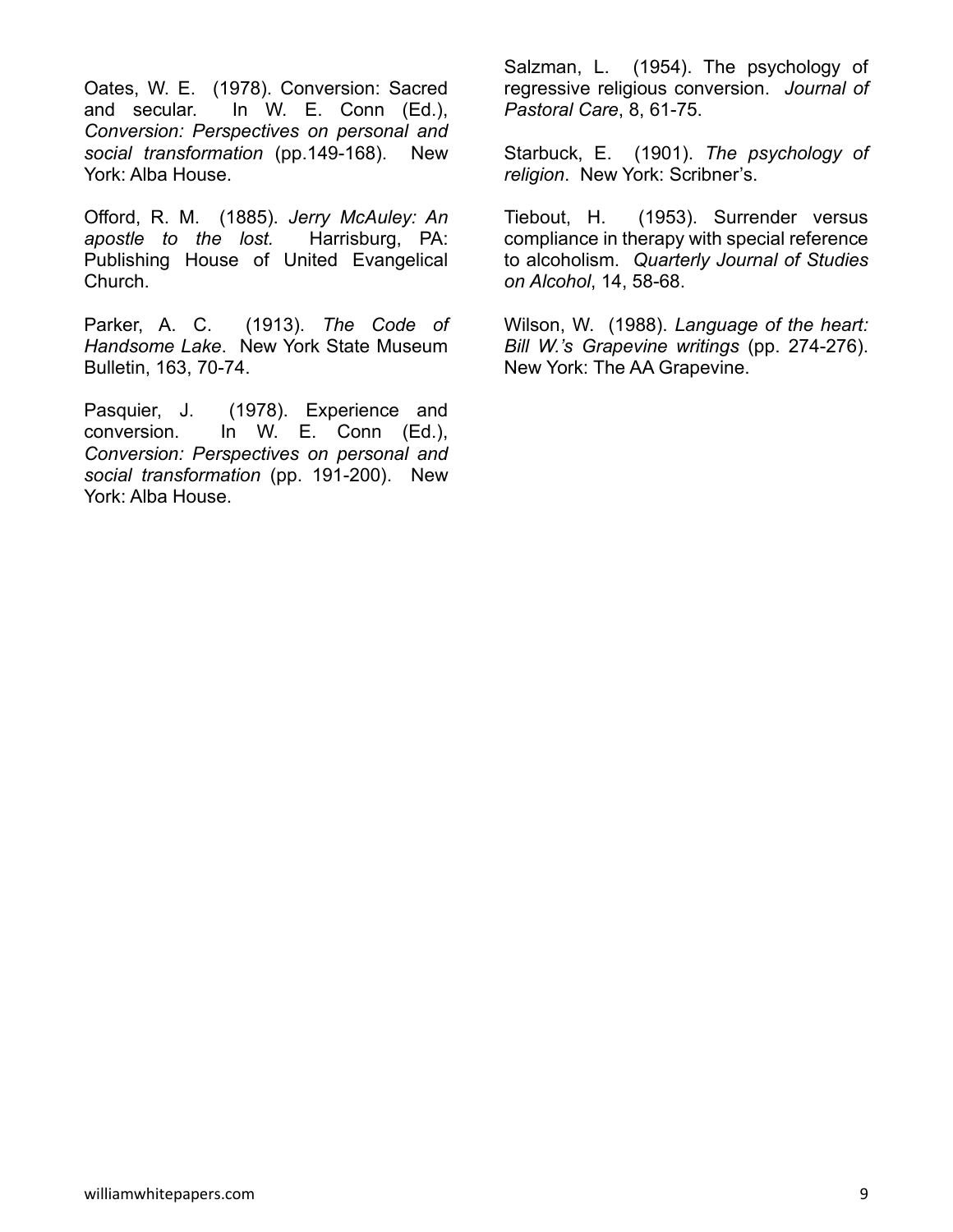Oates, W. E. (1978). Conversion: Sacred and secular. In W. E. Conn (Ed.), *Conversion: Perspectives on personal and social transformation* (pp.149-168). New York: Alba House.

Offord, R. M. (1885). *Jerry McAuley: An apostle to the lost.* Harrisburg, PA: Publishing House of United Evangelical Church.

Parker, A. C. (1913). *The Code of Handsome Lake*. New York State Museum Bulletin, 163, 70-74.

Pasquier, J. (1978). Experience and conversion. In W. E. Conn (Ed.), *Conversion: Perspectives on personal and social transformation* (pp. 191-200). New York: Alba House.

Salzman, L. (1954). The psychology of regressive religious conversion. *Journal of Pastoral Care*, 8, 61-75.

Starbuck, E. (1901). *The psychology of religion*. New York: Scribner's.

Tiebout, H. (1953). Surrender versus compliance in therapy with special reference to alcoholism. *Quarterly Journal of Studies on Alcohol*, 14, 58-68.

Wilson, W. (1988). *Language of the heart: Bill W.'s Grapevine writings* (pp. 274-276). New York: The AA Grapevine.